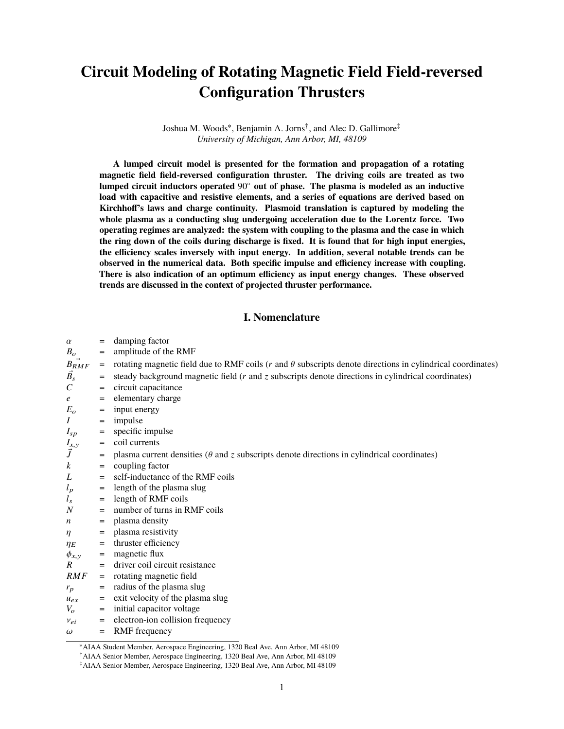# Circuit Modeling of Rotating Magnetic Field Field-reversed Configuration Thrusters

Joshua M. Woods[*], Benjamin A. Jorns[†], and Alec D. Gallimore[‡]
*University of Michigan, Ann Arbor, MI, 48109*

**A lumped circuit model is presented for the formation and propagation of a rotating magnetic field field-reversed configuration thruster. The driving coils are treated as two lumped circuit inductors operated 90° out of phase. The plasma is modeled as an inductive load with capacitive and resistive elements, and a series of equations are derived based on Kirchhoff's laws and charge continuity. Plasmoid translation is captured by modeling the whole plasma as a conducting slug undergoing acceleration due to the Lorentz force. Two operating regimes are analyzed: the system with coupling to the plasma and the case in which the ring down of the coils during discharge is fixed. It is found that for high input energies, the efficiency scales inversely with input energy. In addition, several notable trends can be observed in the numerical data. Both specific impulse and efficiency increase with coupling. There is also indication of an optimum efficiency as input energy changes. These observed trends are discussed in the context of projected thruster performance.**

## I. Nomenclature

| | | |
|---|---|---|
| $\alpha$ | = | damping factor |
| $B_o$ | = | amplitude of the RMF |
| $\vec{B_{RMF}}$ | = | rotating magnetic field due to RMF coils ($r$ and $\theta$ subscripts denote directions in cylindrical coordinates) |
| $\vec{B_s}$ | = | steady background magnetic field ($r$ and $z$ subscripts denote directions in cylindrical coordinates) |
| $C$ | = | circuit capacitance |
| $e$ | = | elementary charge |
| $E_o$ | = | input energy |
| $I$ | = | impulse |
| $I_{sp}$ | = | specific impulse |
| $I_{x,y}$ | = | coil currents |
| $\vec{J}$ | = | plasma current densities ($\theta$ and $z$ subscripts denote directions in cylindrical coordinates) |
| $k$ | = | coupling factor |
| $L$ | = | self-inductance of the RMF coils |
| $l_p$ | = | length of the plasma slug |
| $l_s$ | = | length of RMF coils |
| $N$ | = | number of turns in RMF coils |
| $n$ | = | plasma density |
| $\eta$ | = | plasma resistivity |
| $\eta_E$ | = | thruster efficiency |
| $\phi_{x,y}$ | = | magnetic flux |
| $R$ | = | driver coil circuit resistance |
| $RMF$ | = | rotating magnetic field |
| $r_p$ | = | radius of the plasma slug |
| $u_{ex}$ | = | exit velocity of the plasma slug |
| $V_o$ | = | initial capacitor voltage |
| $\nu_{ei}$ | = | electron-ion collision frequency |
| $\omega$ | = | RMF frequency |

[*] AIAA Student Member, Aerospace Engineering, 1320 Beal Ave, Ann Arbor, MI 48109

[†] AIAA Senior Member, Aerospace Engineering, 1320 Beal Ave, Ann Arbor, MI 48109

[‡] AIAA Senior Member, Aerospace Engineering, 1320 Beal Ave, Ann Arbor, MI 48109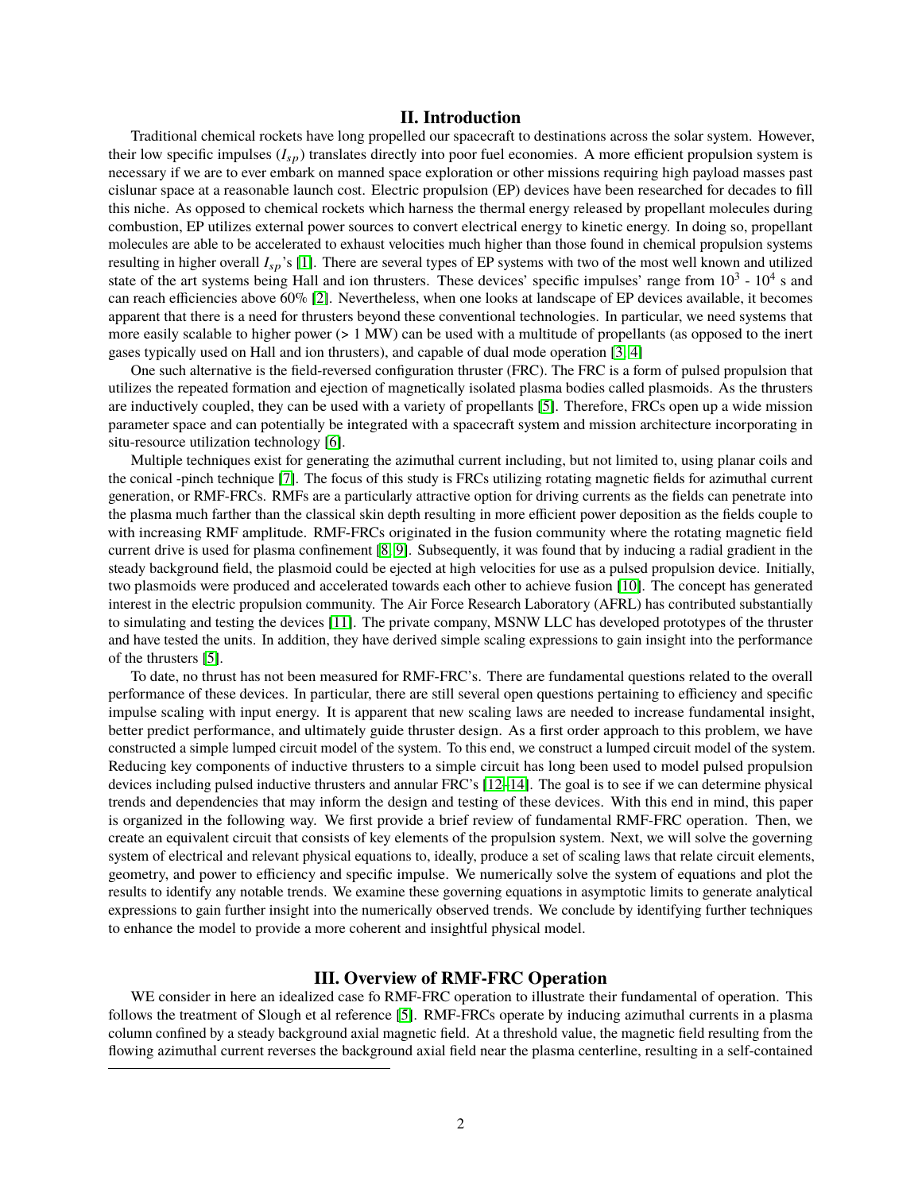## II. Introduction

Traditional chemical rockets have long propelled our spacecraft to destinations across the solar system. However, their low specific impulses ($I_{sp}$) translates directly into poor fuel economies. A more efficient propulsion system is necessary if we are to ever embark on manned space exploration or other missions requiring high payload masses past cislunar space at a reasonable launch cost. Electric propulsion (EP) devices have been researched for decades to fill this niche. As opposed to chemical rockets which harness the thermal energy released by propellant molecules during combustion, EP utilizes external power sources to convert electrical energy to kinetic energy. In doing so, propellant molecules are able to be accelerated to exhaust velocities much higher than those found in chemical propulsion systems resulting in higher overall $I_{sp}$'s [1]. There are several types of EP systems with two of the most well known and utilized state of the art systems being Hall and ion thrusters. These devices' specific impulses' range from $10^3$ - $10^4$ s and can reach efficiencies above 60% [2]. Nevertheless, when one looks at landscape of EP devices available, it becomes apparent that there is a need for thrusters beyond these conventional technologies. In particular, we need systems that more easily scalable to higher power (> 1 MW) can be used with a multitude of propellants (as opposed to the inert gases typically used on Hall and ion thrusters), and capable of dual mode operation [3, 4]

One such alternative is the field-reversed configuration thruster (FRC). The FRC is a form of pulsed propulsion that utilizes the repeated formation and ejection of magnetically isolated plasma bodies called plasmoids. As the thrusters are inductively coupled, they can be used with a variety of propellants [5]. Therefore, FRCs open up a wide mission parameter space and can potentially be integrated with a spacecraft system and mission architecture incorporating in situ-resource utilization technology [6].

Multiple techniques exist for generating the azimuthal current including, but not limited to, using planar coils and the conical -pinch technique [7]. The focus of this study is FRCs utilizing rotating magnetic fields for azimuthal current generation, or RMF-FRCs. RMFs are a particularly attractive option for driving currents as the fields can penetrate into the plasma much farther than the classical skin depth resulting in more efficient power deposition as the fields couple to with increasing RMF amplitude. RMF-FRCs originated in the fusion community where the rotating magnetic field current drive is used for plasma confinement [8, 9]. Subsequently, it was found that by inducing a radial gradient in the steady background field, the plasmoid could be ejected at high velocities for use as a pulsed propulsion device. Initially, two plasmoids were produced and accelerated towards each other to achieve fusion [10]. The concept has generated interest in the electric propulsion community. The Air Force Research Laboratory (AFRL) has contributed substantially to simulating and testing the devices [11]. The private company, MSNW LLC has developed prototypes of the thruster and have tested the units. In addition, they have derived simple scaling expressions to gain insight into the performance of the thrusters [5].

To date, no thrust has not been measured for RMF-FRC's. There are fundamental questions related to the overall performance of these devices. In particular, there are still several open questions pertaining to efficiency and specific impulse scaling with input energy. It is apparent that new scaling laws are needed to increase fundamental insight, better predict performance, and ultimately guide thruster design. As a first order approach to this problem, we have constructed a simple lumped circuit model of the system. To this end, we construct a lumped circuit model of the system. Reducing key components of inductive thrusters to a simple circuit has long been used to model pulsed propulsion devices including pulsed inductive thrusters and annular FRC's [12–14]. The goal is to see if we can determine physical trends and dependencies that may inform the design and testing of these devices. With this end in mind, this paper is organized in the following way. We first provide a brief review of fundamental RMF-FRC operation. Then, we create an equivalent circuit that consists of key elements of the propulsion system. Next, we will solve the governing system of electrical and relevant physical equations to, ideally, produce a set of scaling laws that relate circuit elements, geometry, and power to efficiency and specific impulse. We numerically solve the system of equations and plot the results to identify any notable trends. We examine these governing equations in asymptotic limits to generate analytical expressions to gain further insight into the numerically observed trends. We conclude by identifying further techniques to enhance the model to provide a more coherent and insightful physical model.

## III. Overview of RMF-FRC Operation

WE consider in here an idealized case fo RMF-FRC operation to illustrate their fundamental of operation. This follows the treatment of Slough et al reference [5]. RMF-FRCs operate by inducing azimuthal currents in a plasma column confined by a steady background axial magnetic field. At a threshold value, the magnetic field resulting from the flowing azimuthal current reverses the background axial field near the plasma centerline, resulting in a self-contained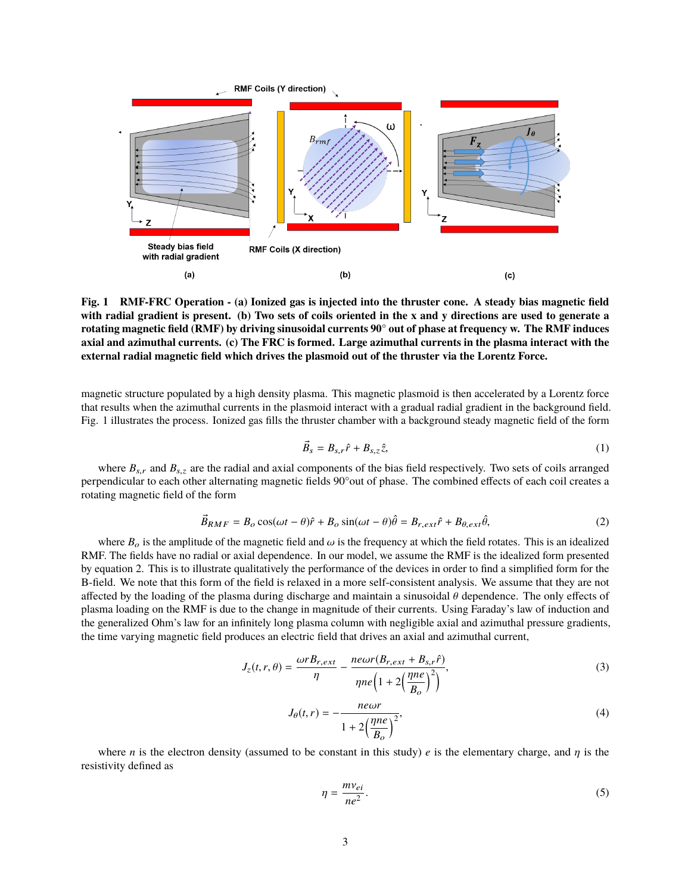**Fig. 1 RMF-FRC Operation - (a) Ionized gas is injected into the thruster cone. A steady bias magnetic field with radial gradient is present. (b) Two sets of coils oriented in the x and y directions are used to generate a rotating magnetic field (RMF) by driving sinusoidal currents 90° out of phase at frequency w. The RMF induces axial and azimuthal currents. (c) The FRC is formed. Large azimuthal currents in the plasma interact with the external radial magnetic field which drives the plasmoid out of the thruster via the Lorentz Force.**

magnetic structure populated by a high density plasma. This magnetic plasmoid is then accelerated by a Lorentz force that results when the azimuthal currents in the plasmoid interact with a gradual radial gradient in the background field. Fig. 1 illustrates the process. Ionized gas fills the thruster chamber with a background steady magnetic field of the form

$$\vec{B}_s = B_{s,r}\hat{r} + B_{s,z}\hat{z}, \tag{1}$$

where $B_{s,r}$ and $B_{s,z}$ are the radial and axial components of the bias field respectively. Two sets of coils arranged perpendicular to each other alternating magnetic fields 90°out of phase. The combined effects of each coil creates a rotating magnetic field of the form

$$\vec{B}_{RMF} = B_o\cos(\omega t - \theta)\hat{r} + B_o\sin(\omega t - \theta)\hat{\theta} = B_{r,ext}\hat{r} + B_{\theta,ext}\hat{\theta}, \tag{2}$$

where $B_o$ is the amplitude of the magnetic field and $\omega$ is the frequency at which the field rotates. This is an idealized RMF. The fields have no radial or axial dependence. In our model, we assume the RMF is the idealized form presented by equation 2. This is to illustrate qualitatively the performance of the devices in order to find a simplified form for the B-field. We note that this form of the field is relaxed in a more self-consistent analysis. We assume that they are not affected by the loading of the plasma during discharge and maintain a sinusoidal $\theta$ dependence. The only effects of plasma loading on the RMF is due to the change in magnitude of their currents. Using Faraday's law of induction and the generalized Ohm's law for an infinitely long plasma column with negligible axial and azimuthal pressure gradients, the time varying magnetic field produces an electric field that drives an axial and azimuthal current,

$$J_z(t, r, \theta) = \frac{\omega r B_{r,ext}}{\eta} - \frac{ne\omega r(B_{r,ext} + B_{s,r}\hat{r})}{\eta ne\left(1 + 2\left(\frac{\eta ne}{B_o}\right)^2\right)}, \tag{3}$$

$$J_\theta(t, r) = -\frac{ne\omega r}{1 + 2\left(\frac{\eta ne}{B_o}\right)^2}, \tag{4}$$

where $n$ is the electron density (assumed to be constant in this study) $e$ is the elementary charge, and $\eta$ is the resistivity defined as

$$\eta = \frac{m\nu_{ei}}{ne^2}. \tag{5}$$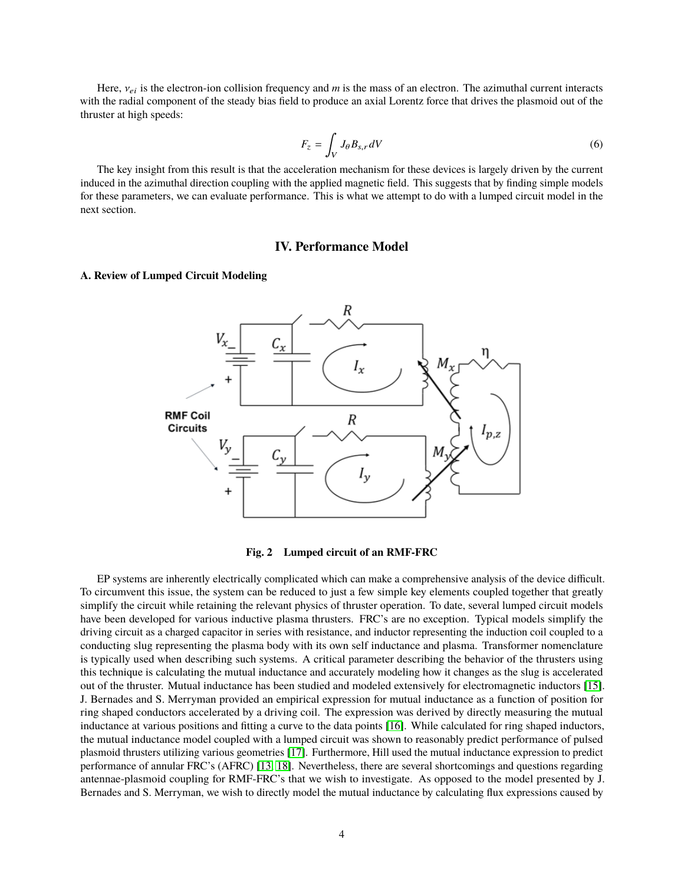Here, $\nu_{ei}$ is the electron-ion collision frequency and $m$ is the mass of an electron. The azimuthal current interacts with the radial component of the steady bias field to produce an axial Lorentz force that drives the plasmoid out of the thruster at high speeds:

$$F_z = \int_V J_\theta B_{s,r} dV \tag{6}$$

The key insight from this result is that the acceleration mechanism for these devices is largely driven by the current induced in the azimuthal direction coupling with the applied magnetic field. This suggests that by finding simple models for these parameters, we can evaluate performance. This is what we attempt to do with a lumped circuit model in the next section.

## IV. Performance Model

### A. Review of Lumped Circuit Modeling

**Fig. 2 Lumped circuit of an RMF-FRC**

EP systems are inherently electrically complicated which can make a comprehensive analysis of the device difficult. To circumvent this issue, the system can be reduced to just a few simple key elements coupled together that greatly simplify the circuit while retaining the relevant physics of thruster operation. To date, several lumped circuit models have been developed for various inductive plasma thrusters. FRC's are no exception. Typical models simplify the driving circuit as a charged capacitor in series with resistance, and inductor representing the induction coil coupled to a conducting slug representing the plasma body with its own self inductance and plasma. Transformer nomenclature is typically used when describing such systems. A critical parameter describing the behavior of the thrusters using this technique is calculating the mutual inductance and accurately modeling how it changes as the slug is accelerated out of the thruster. Mutual inductance has been studied and modeled extensively for electromagnetic inductors [15]. J. Bernades and S. Merryman provided an empirical expression for mutual inductance as a function of position for ring shaped conductors accelerated by a driving coil. The expression was derived by directly measuring the mutual inductance at various positions and fitting a curve to the data points [16]. While calculated for ring shaped inductors, the mutual inductance model coupled with a lumped circuit was shown to reasonably predict performance of pulsed plasmoid thrusters utilizing various geometries [17]. Furthermore, Hill used the mutual inductance expression to predict performance of annular FRC's (AFRC) [13, 18]. Nevertheless, there are several shortcomings and questions regarding antennae-plasmoid coupling for RMF-FRC's that we wish to investigate. As opposed to the model presented by J. Bernades and S. Merryman, we wish to directly model the mutual inductance by calculating flux expressions caused by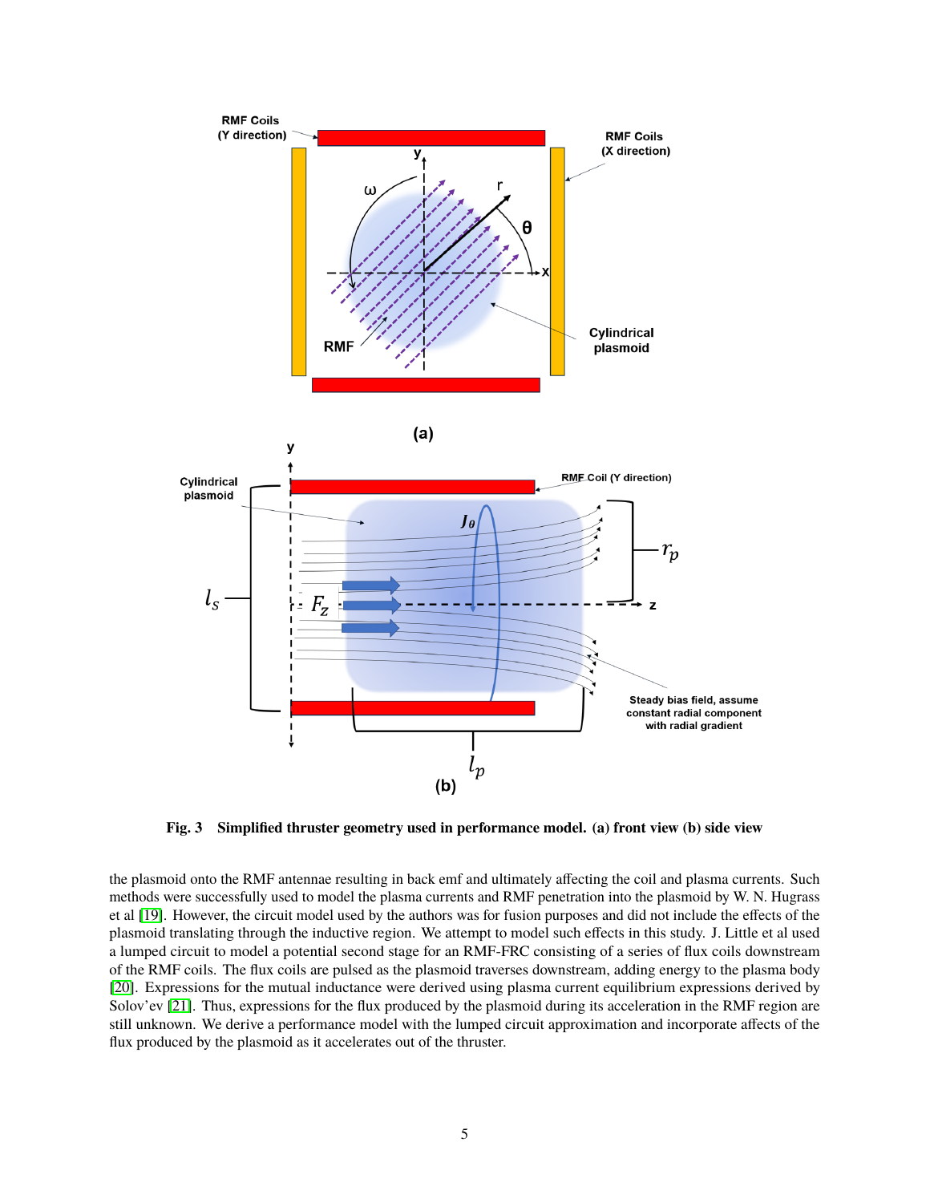**Fig. 3 Simplified thruster geometry used in performance model. (a) front view (b) side view**

the plasmoid onto the RMF antennae resulting in back emf and ultimately affecting the coil and plasma currents. Such methods were successfully used to model the plasma currents and RMF penetration into the plasmoid by W. N. Hugrass et al [19]. However, the circuit model used by the authors was for fusion purposes and did not include the effects of the plasmoid translating through the inductive region. We attempt to model such effects in this study. J. Little et al used a lumped circuit to model a potential second stage for an RMF-FRC consisting of a series of flux coils downstream of the RMF coils. The flux coils are pulsed as the plasmoid traverses downstream, adding energy to the plasma body [20]. Expressions for the mutual inductance were derived using plasma current equilibrium expressions derived by Solov'ev [21]. Thus, expressions for the flux produced by the plasmoid during its acceleration in the RMF region are still unknown. We derive a performance model with the lumped circuit approximation and incorporate affects of the flux produced by the plasmoid as it accelerates out of the thruster.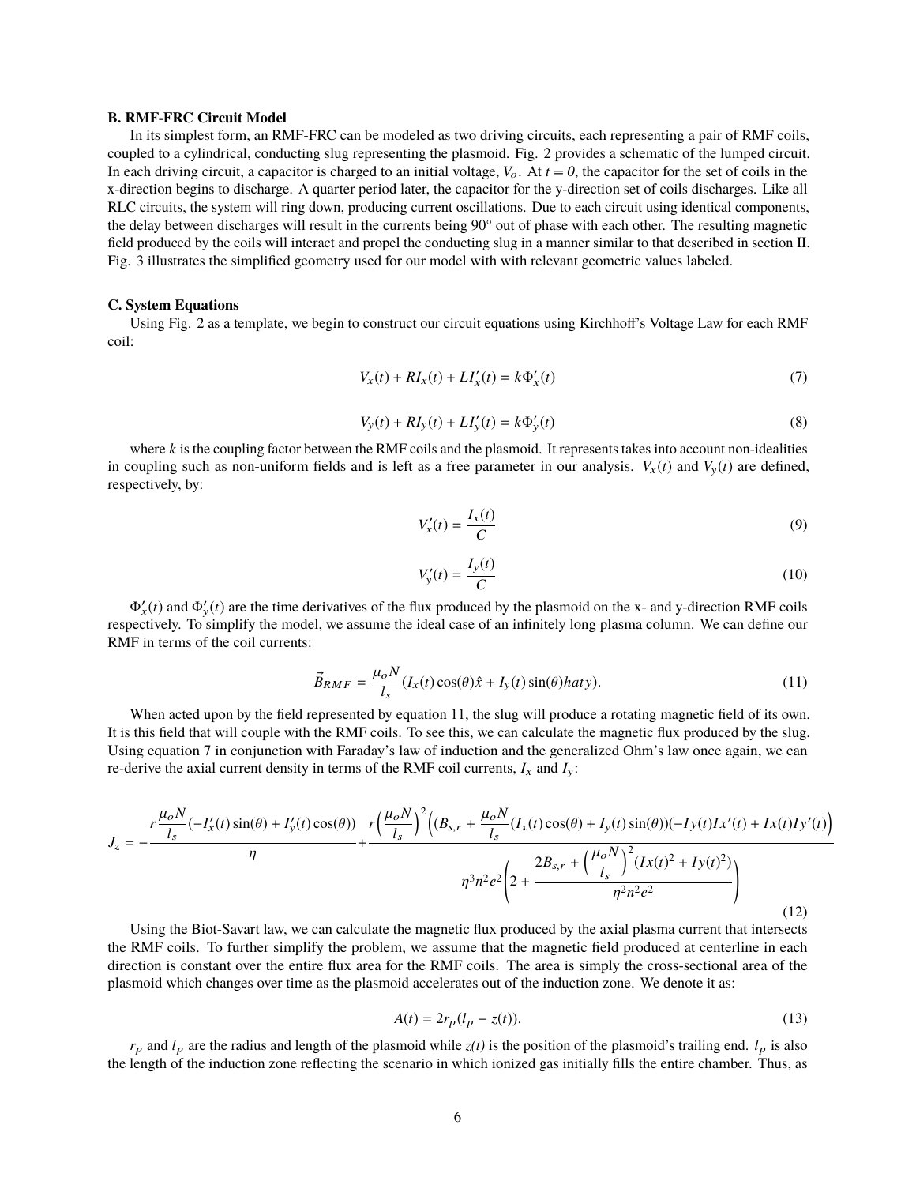### B. RMF-FRC Circuit Model

In its simplest form, an RMF-FRC can be modeled as two driving circuits, each representing a pair of RMF coils, coupled to a cylindrical, conducting slug representing the plasmoid. Fig. 2 provides a schematic of the lumped circuit. In each driving circuit, a capacitor is charged to an initial voltage, $V_o$. At $t = 0$, the capacitor for the set of coils in the x-direction begins to discharge. A quarter period later, the capacitor for the y-direction set of coils discharges. Like all RLC circuits, the system will ring down, producing current oscillations. Due to each circuit using identical components, the delay between discharges will result in the currents being 90° out of phase with each other. The resulting magnetic field produced by the coils will interact and propel the conducting slug in a manner similar to that described in section II. Fig. 3 illustrates the simplified geometry used for our model with with relevant geometric values labeled.

### C. System Equations

Using Fig. 2 as a template, we begin to construct our circuit equations using Kirchhoff's Voltage Law for each RMF coil:

$$V_x(t) + RI_x(t) + LI_x'(t) = k\Phi_x'(t) \tag{7}$$

$$V_y(t) + RI_y(t) + LI_y'(t) = k\Phi_y'(t) \tag{8}$$

where $k$ is the coupling factor between the RMF coils and the plasmoid. It represents takes into account non-idealities in coupling such as non-uniform fields and is left as a free parameter in our analysis. $V_x(t)$ and $V_y(t)$ are defined, respectively, by:

$$V_x'(t) = \frac{I_x(t)}{C} \tag{9}$$

$$V_y'(t) = \frac{I_y(t)}{C} \tag{10}$$

$\Phi_x'(t)$ and $\Phi_y'(t)$ are the time derivatives of the flux produced by the plasmoid on the x- and y-direction RMF coils respectively. To simplify the model, we assume the ideal case of an infinitely long plasma column. We can define our RMF in terms of the coil currents:

$$\vec{B}_{RMF} = \frac{\mu_o N}{l_s}(I_x(t)\cos(\theta)\hat{x} + I_y(t)\sin(\theta)hat{y}). \tag{11}$$

When acted upon by the field represented by equation 11, the slug will produce a rotating magnetic field of its own. It is this field that will couple with the RMF coils. To see this, we can calculate the magnetic flux produced by the slug. Using equation 7 in conjunction with Faraday's law of induction and the generalized Ohm's law once again, we can re-derive the axial current density in terms of the RMF coil currents, $I_x$ and $I_y$:

$$J_z = -\frac{r\frac{\mu_o N}{l_s}(-I_x'(t)\sin(\theta) + I_y'(t)\cos(\theta))}{\eta} + \frac{r\left(\frac{\mu_o N}{l_s}\right)^2\left((B_{s,r} + \frac{\mu_o N}{l_s}(I_x(t)\cos(\theta) + I_y(t)\sin(\theta))(-Iy(t)Ix'(t) + Ix(t)Iy'(t)\right)}{\eta^3 n^2 e^2\left(2 + \frac{2B_{s,r} + \left(\frac{\mu_o N}{l_s}\right)^2(Ix(t)^2 + Iy(t)^2)}{\eta^2 n^2 e^2}\right)} \tag{12}$$

Using the Biot-Savart law, we can calculate the magnetic flux produced by the axial plasma current that intersects the RMF coils. To further simplify the problem, we assume that the magnetic field produced at centerline in each direction is constant over the entire flux area for the RMF coils. The area is simply the cross-sectional area of the plasmoid which changes over time as the plasmoid accelerates out of the induction zone. We denote it as:

$$A(t) = 2r_p(l_p - z(t)). \tag{13}$$

$r_p$ and $l_p$ are the radius and length of the plasmoid while $z(t)$ is the position of the plasmoid's trailing end. $l_p$ is also the length of the induction zone reflecting the scenario in which ionized gas initially fills the entire chamber. Thus, as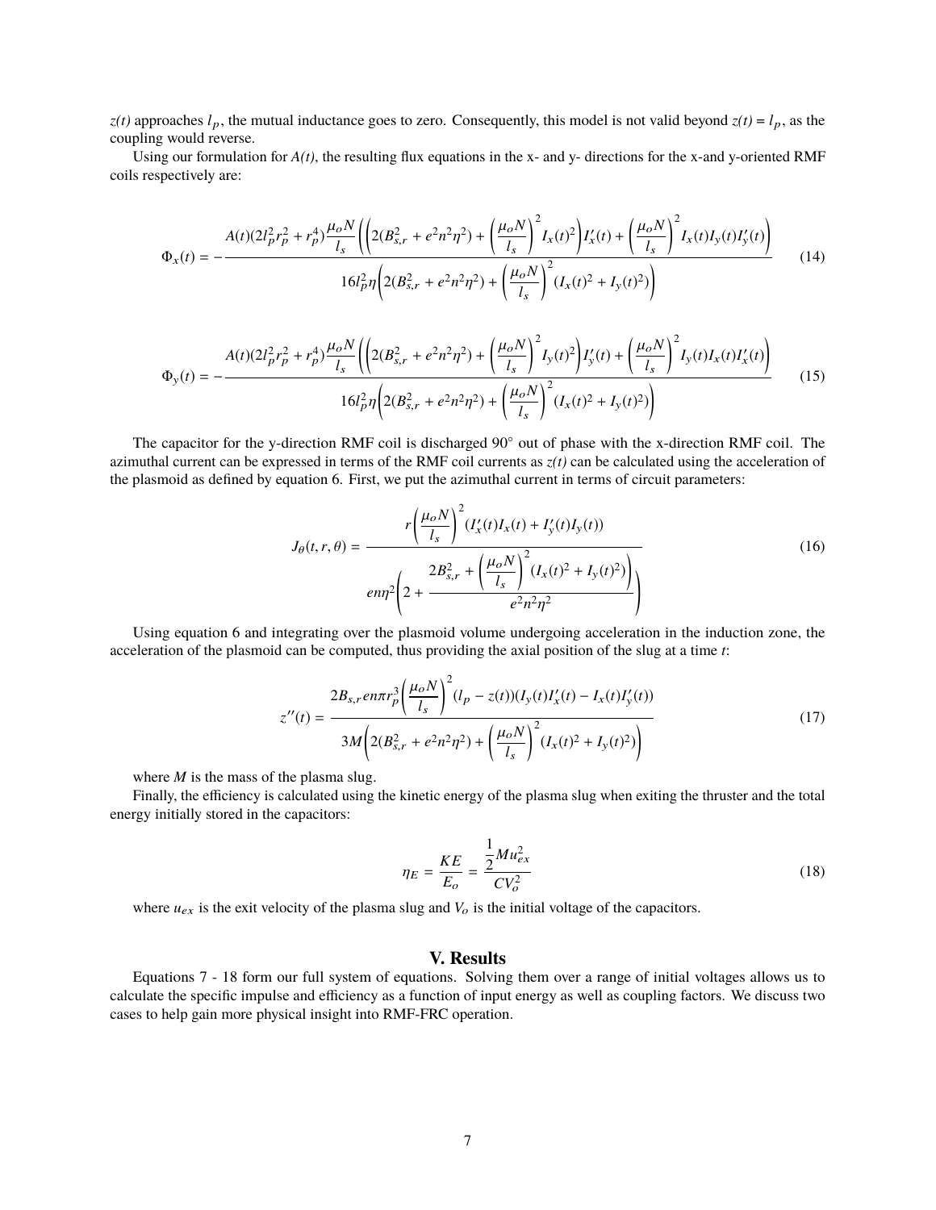*z(t)* approaches $l_p$, the mutual inductance goes to zero. Consequently, this model is not valid beyond *z(t)* = $l_p$, as the coupling would reverse.

Using our formulation for *A(t)*, the resulting flux equations in the x- and y- directions for the x-and y-oriented RMF coils respectively are:

$$\Phi_x(t) = -\frac{A(t)(2l_p^2 r_p^2 + r_p^4)\frac{\mu_o N}{l_s}\left(\left(2(B_{s,r}^2 + e^2 n^2 \eta^2) + \left(\frac{\mu_o N}{l_s}\right)^2 I_x(t)^2\right) I_x'(t) + \left(\frac{\mu_o N}{l_s}\right)^2 I_x(t) I_y(t) I_y'(t)\right)}{16 l_p^2 \eta \left(2(B_{s,r}^2 + e^2 n^2 \eta^2) + \left(\frac{\mu_o N}{l_s}\right)^2 (I_x(t)^2 + I_y(t)^2)\right)} \tag{14}$$

$$\Phi_y(t) = -\frac{A(t)(2l_p^2 r_p^2 + r_p^4)\frac{\mu_o N}{l_s}\left(\left(2(B_{s,r}^2 + e^2 n^2 \eta^2) + \left(\frac{\mu_o N}{l_s}\right)^2 I_y(t)^2\right) I_y'(t) + \left(\frac{\mu_o N}{l_s}\right)^2 I_y(t) I_x(t) I_x'(t)\right)}{16 l_p^2 \eta \left(2(B_{s,r}^2 + e^2 n^2 \eta^2) + \left(\frac{\mu_o N}{l_s}\right)^2 (I_x(t)^2 + I_y(t)^2)\right)} \tag{15}$$

The capacitor for the y-direction RMF coil is discharged 90° out of phase with the x-direction RMF coil. The azimuthal current can be expressed in terms of the RMF coil currents as *z(t)* can be calculated using the acceleration of the plasmoid as defined by equation 6. First, we put the azimuthal current in terms of circuit parameters:

$$J_\theta(t, r, \theta) = \frac{r\left(\frac{\mu_o N}{l_s}\right)^2 (I_x'(t) I_x(t) + I_y'(t) I_y(t))}{en\eta^2 \left(2 + \frac{2B_{s,r}^2 + \left(\frac{\mu_o N}{l_s}\right)^2 (I_x(t)^2 + I_y(t)^2)}{e^2 n^2 \eta^2}\right)} \tag{16}$$

Using equation 6 and integrating over the plasmoid volume undergoing acceleration in the induction zone, the acceleration of the plasmoid can be computed, thus providing the axial position of the slug at a time *t*:

$$z''(t) = \frac{2B_{s,r} en\pi r_p^3 \left(\frac{\mu_o N}{l_s}\right)^2 (l_p - z(t))(I_y(t) I_x'(t) - I_x(t) I_y'(t))}{3M\left(2(B_{s,r}^2 + e^2 n^2 \eta^2) + \left(\frac{\mu_o N}{l_s}\right)^2 (I_x(t)^2 + I_y(t)^2)\right)} \tag{17}$$

where $M$ is the mass of the plasma slug.

Finally, the efficiency is calculated using the kinetic energy of the plasma slug when exiting the thruster and the total energy initially stored in the capacitors:

$$\eta_E = \frac{KE}{E_o} = \frac{\frac{1}{2} M u_{ex}^2}{C V_o^2} \tag{18}$$

where $u_{ex}$ is the exit velocity of the plasma slug and $V_o$ is the initial voltage of the capacitors.

## V. Results

Equations 7 - 18 form our full system of equations. Solving them over a range of initial voltages allows us to calculate the specific impulse and efficiency as a function of input energy as well as coupling factors. We discuss two cases to help gain more physical insight into RMF-FRC operation.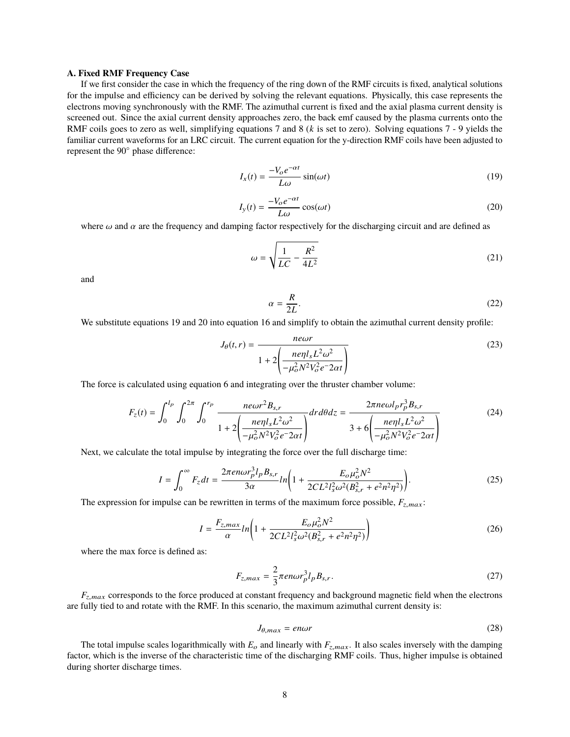### A. Fixed RMF Frequency Case

If we first consider the case in which the frequency of the ring down of the RMF circuits is fixed, analytical solutions for the impulse and efficiency can be derived by solving the relevant equations. Physically, this case represents the electrons moving synchronously with the RMF. The azimuthal current is fixed and the axial plasma current density is screened out. Since the axial current density approaches zero, the back emf caused by the plasma currents onto the RMF coils goes to zero as well, simplifying equations 7 and 8 ($k$ is set to zero). Solving equations 7 - 9 yields the familiar current waveforms for an LRC circuit. The current equation for the y-direction RMF coils have been adjusted to represent the 90° phase difference:

$$I_x(t) = \frac{-V_o e^{-\alpha t}}{L\omega}\sin(\omega t) \tag{19}$$

$$I_y(t) = \frac{-V_o e^{-\alpha t}}{L\omega}\cos(\omega t) \tag{20}$$

where $\omega$ and $\alpha$ are the frequency and damping factor respectively for the discharging circuit and are defined as

$$\omega = \sqrt{\frac{1}{LC} - \frac{R^2}{4L^2}} \tag{21}$$

and

$$\alpha = \frac{R}{2L}. \tag{22}$$

We substitute equations 19 and 20 into equation 16 and simplify to obtain the azimuthal current density profile:

$$J_\theta(t,r) = \frac{ne\omega r}{1 + 2\left(\dfrac{ne\eta l_s L^2\omega^2}{-\mu_o^2 N^2 V_o^2 e^{-2\alpha t}}\right)} \tag{23}$$

The force is calculated using equation 6 and integrating over the thruster chamber volume:

$$F_z(t) = \int_0^{l_p}\int_0^{2\pi}\int_0^{r_p} \frac{ne\omega r^2 B_{s,r}}{1 + 2\left(\dfrac{ne\eta l_s L^2\omega^2}{-\mu_o^2 N^2 V_o^2 e^{-2\alpha t}}\right)} dr d\theta dz = \frac{2\pi ne\omega l_p r_p^3 B_{s,r}}{3 + 6\left(\dfrac{ne\eta l_s L^2\omega^2}{-\mu_o^2 N^2 V_o^2 e^{-2\alpha t}}\right)} \tag{24}$$

Next, we calculate the total impulse by integrating the force over the full discharge time:

$$I = \int_0^\infty F_z dt = \frac{2\pi en\omega r_p^3 l_p B_{s,r}}{3\alpha} ln\left(1 + \frac{E_o\mu_o^2 N^2}{2CL^2 l_s^2\omega^2(B_{s,r}^2 + e^2n^2\eta^2)}\right). \tag{25}$$

The expression for impulse can be rewritten in terms of the maximum force possible, $F_{z,max}$:

$$I = \frac{F_{z,max}}{\alpha} ln\left(1 + \frac{E_o\mu_o^2 N^2}{2CL^2 l_s^2\omega^2(B_{s,r}^2 + e^2n^2\eta^2)}\right) \tag{26}$$

where the max force is defined as:

$$F_{z,max} = \frac{2}{3}\pi en\omega r_p^3 l_p B_{s,r}. \tag{27}$$

$F_{z,max}$ corresponds to the force produced at constant frequency and background magnetic field when the electrons are fully tied to and rotate with the RMF. In this scenario, the maximum azimuthal current density is:

$$J_{\theta,max} = en\omega r \tag{28}$$

The total impulse scales logarithmically with $E_o$ and linearly with $F_{z,max}$. It also scales inversely with the damping factor, which is the inverse of the characteristic time of the discharging RMF coils. Thus, higher impulse is obtained during shorter discharge times.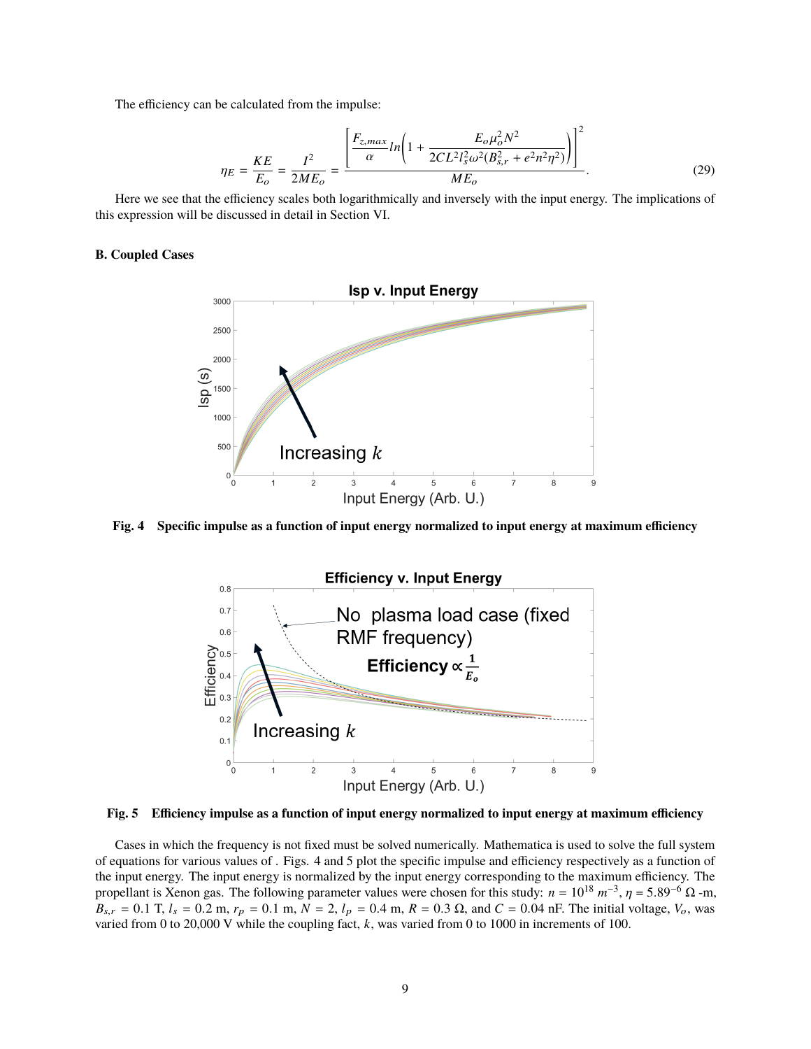The efficiency can be calculated from the impulse:

$$\eta_E = \frac{KE}{E_o} = \frac{I^2}{2ME_o} = \frac{\left[\frac{F_{z,max}}{\alpha} ln\left(1 + \frac{E_o \mu_o^2 N^2}{2CL^2 l_s^2 \omega^2 (B_{s,r}^2 + e^2 n^2 \eta^2)}\right)\right]^2}{ME_o}. \tag{29}$$

Here we see that the efficiency scales both logarithmically and inversely with the input energy. The implications of this expression will be discussed in detail in Section VI.

### B. Coupled Cases

**Fig. 4 Specific impulse as a function of input energy normalized to input energy at maximum efficiency**

**Fig. 5 Efficiency impulse as a function of input energy normalized to input energy at maximum efficiency**

Cases in which the frequency is not fixed must be solved numerically. Mathematica is used to solve the full system of equations for various values of . Figs. 4 and 5 plot the specific impulse and efficiency respectively as a function of the input energy. The input energy is normalized by the input energy corresponding to the maximum efficiency. The propellant is Xenon gas. The following parameter values were chosen for this study: $n = 10^{18}\ m^{-3}$, $\eta = 5.89^{-6}\ \Omega$ -m, $B_{s,r} = 0.1$ T, $l_s = 0.2$ m, $r_p = 0.1$ m, $N = 2$, $l_p = 0.4$ m, $R = 0.3\ \Omega$, and $C = 0.04$ nF. The initial voltage, $V_o$, was varied from 0 to 20,000 V while the coupling fact, $k$, was varied from 0 to 1000 in increments of 100.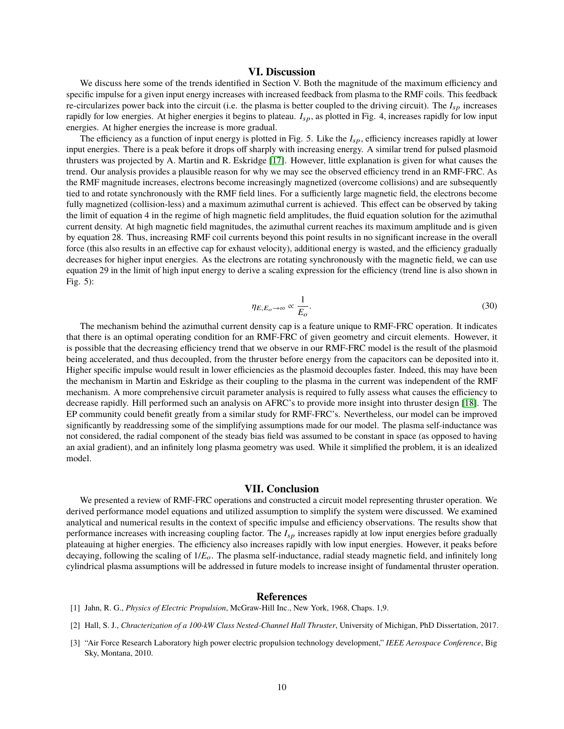## VI. Discussion

We discuss here some of the trends identified in Section V. Both the magnitude of the maximum efficiency and specific impulse for a given input energy increases with increased feedback from plasma to the RMF coils. This feedback re-circularizes power back into the circuit (i.e. the plasma is better coupled to the driving circuit). The $I_{sp}$ increases rapidly for low energies. At higher energies it begins to plateau. $I_{sp}$, as plotted in Fig. 4, increases rapidly for low input energies. At higher energies the increase is more gradual.

The efficiency as a function of input energy is plotted in Fig. 5. Like the $I_{sp}$, efficiency increases rapidly at lower input energies. There is a peak before it drops off sharply with increasing energy. A similar trend for pulsed plasmoid thrusters was projected by A. Martin and R. Eskridge [17]. However, little explanation is given for what causes the trend. Our analysis provides a plausible reason for why we may see the observed efficiency trend in an RMF-FRC. As the RMF magnitude increases, electrons become increasingly magnetized (overcome collisions) and are subsequently tied to and rotate synchronously with the RMF field lines. For a sufficiently large magnetic field, the electrons become fully magnetized (collision-less) and a maximum azimuthal current is achieved. This effect can be observed by taking the limit of equation 4 in the regime of high magnetic field amplitudes, the fluid equation solution for the azimuthal current density. At high magnetic field magnitudes, the azimuthal current reaches its maximum amplitude and is given by equation 28. Thus, increasing RMF coil currents beyond this point results in no significant increase in the overall force (this also results in an effective cap for exhaust velocity), additional energy is wasted, and the efficiency gradually decreases for higher input energies. As the electrons are rotating synchronously with the magnetic field, we can use equation 29 in the limit of high input energy to derive a scaling expression for the efficiency (trend line is also shown in Fig. 5):

$$\eta_{E,E_o\to\infty} \propto \frac{1}{E_o}. \tag{30}$$

The mechanism behind the azimuthal current density cap is a feature unique to RMF-FRC operation. It indicates that there is an optimal operating condition for an RMF-FRC of given geometry and circuit elements. However, it is possible that the decreasing efficiency trend that we observe in our RMF-FRC model is the result of the plasmoid being accelerated, and thus decoupled, from the thruster before energy from the capacitors can be deposited into it. Higher specific impulse would result in lower efficiencies as the plasmoid decouples faster. Indeed, this may have been the mechanism in Martin and Eskridge as their coupling to the plasma in the current was independent of the RMF mechanism. A more comprehensive circuit parameter analysis is required to fully assess what causes the efficiency to decrease rapidly. Hill performed such an analysis on AFRC's to provide more insight into thruster design [18]. The EP community could benefit greatly from a similar study for RMF-FRC's. Nevertheless, our model can be improved significantly by readdressing some of the simplifying assumptions made for our model. The plasma self-inductance was not considered, the radial component of the steady bias field was assumed to be constant in space (as opposed to having an axial gradient), and an infinitely long plasma geometry was used. While it simplified the problem, it is an idealized model.

## VII. Conclusion

We presented a review of RMF-FRC operations and constructed a circuit model representing thruster operation. We derived performance model equations and utilized assumption to simplify the system were discussed. We examined analytical and numerical results in the context of specific impulse and efficiency observations. The results show that performance increases with increasing coupling factor. The $I_{sp}$ increases rapidly at low input energies before gradually plateauing at higher energies. The efficiency also increases rapidly with low input energies. However, it peaks before decaying, following the scaling of $1/E_o$. The plasma self-inductance, radial steady magnetic field, and infinitely long cylindrical plasma assumptions will be addressed in future models to increase insight of fundamental thruster operation.

## References

[1] Jahn, R. G., *Physics of Electric Propulsion*, McGraw-Hill Inc., New York, 1968, Chaps. 1,9.

[2] Hall, S. J., *Chracterization of a 100-kW Class Nested-Channel Hall Thruster*, University of Michigan, PhD Dissertation, 2017.

[3] "Air Force Research Laboratory high power electric propulsion technology development," *IEEE Aerospace Conference*, Big Sky, Montana, 2010.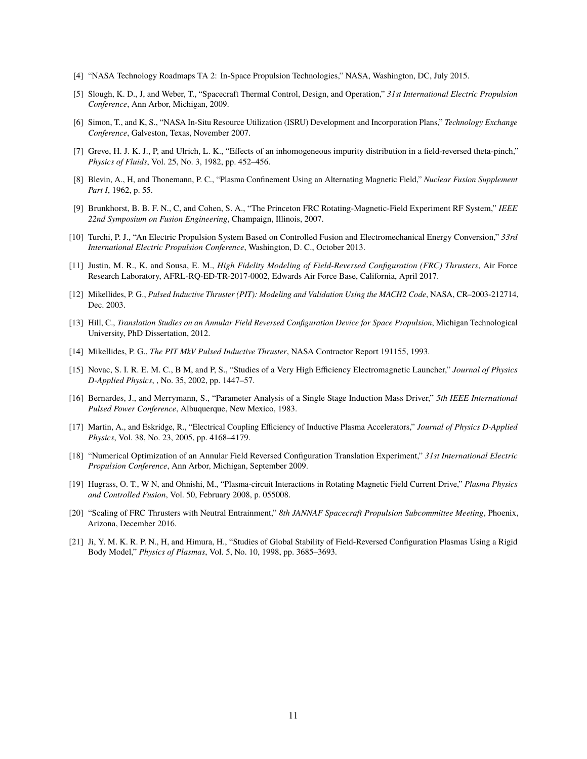[4] "NASA Technology Roadmaps TA 2: In-Space Propulsion Technologies," NASA, Washington, DC, July 2015.

[5] Slough, K. D., J, and Weber, T., "Spacecraft Thermal Control, Design, and Operation," *31st International Electric Propulsion Conference*, Ann Arbor, Michigan, 2009.

[6] Simon, T., and K, S., "NASA In-Situ Resource Utilization (ISRU) Development and Incorporation Plans," *Technology Exchange Conference*, Galveston, Texas, November 2007.

[7] Greve, H. J. K. J., P, and Ulrich, L. K., "Effects of an inhomogeneous impurity distribution in a field-reversed theta-pinch," *Physics of Fluids*, Vol. 25, No. 3, 1982, pp. 452–456.

[8] Blevin, A., H, and Thonemann, P. C., "Plasma Confinement Using an Alternating Magnetic Field," *Nuclear Fusion Supplement Part I*, 1962, p. 55.

[9] Brunkhorst, B. B. F. N., C, and Cohen, S. A., "The Princeton FRC Rotating-Magnetic-Field Experiment RF System," *IEEE 22nd Symposium on Fusion Engineering*, Champaign, Illinois, 2007.

[10] Turchi, P. J., "An Electric Propulsion System Based on Controlled Fusion and Electromechanical Energy Conversion," *33rd International Electric Propulsion Conference*, Washington, D. C., October 2013.

[11] Justin, M. R., K, and Sousa, E. M., *High Fidelity Modeling of Field-Reversed Configuration (FRC) Thrusters*, Air Force Research Laboratory, AFRL-RQ-ED-TR-2017-0002, Edwards Air Force Base, California, April 2017.

[12] Mikellides, P. G., *Pulsed Inductive Thruster (PIT): Modeling and Validation Using the MACH2 Code*, NASA, CR–2003-212714, Dec. 2003.

[13] Hill, C., *Translation Studies on an Annular Field Reversed Configuration Device for Space Propulsion*, Michigan Technological University, PhD Dissertation, 2012.

[14] Mikellides, P. G., *The PIT MkV Pulsed Inductive Thruster*, NASA Contractor Report 191155, 1993.

[15] Novac, S. I. R. E. M. C., B M, and P, S., "Studies of a Very High Efficiency Electromagnetic Launcher," *Journal of Physics D-Applied Physics*, , No. 35, 2002, pp. 1447–57.

[16] Bernardes, J., and Merrymann, S., "Parameter Analysis of a Single Stage Induction Mass Driver," *5th IEEE International Pulsed Power Conference*, Albuquerque, New Mexico, 1983.

[17] Martin, A., and Eskridge, R., "Electrical Coupling Efficiency of Inductive Plasma Accelerators," *Journal of Physics D-Applied Physics*, Vol. 38, No. 23, 2005, pp. 4168–4179.

[18] "Numerical Optimization of an Annular Field Reversed Configuration Translation Experiment," *31st International Electric Propulsion Conference*, Ann Arbor, Michigan, September 2009.

[19] Hugrass, O. T., W N, and Ohnishi, M., "Plasma-circuit Interactions in Rotating Magnetic Field Current Drive," *Plasma Physics and Controlled Fusion*, Vol. 50, February 2008, p. 055008.

[20] "Scaling of FRC Thrusters with Neutral Entrainment," *8th JANNAF Spacecraft Propulsion Subcommittee Meeting*, Phoenix, Arizona, December 2016.

[21] Ji, Y. M. K. R. P. N., H, and Himura, H., "Studies of Global Stability of Field-Reversed Configuration Plasmas Using a Rigid Body Model," *Physics of Plasmas*, Vol. 5, No. 10, 1998, pp. 3685–3693.